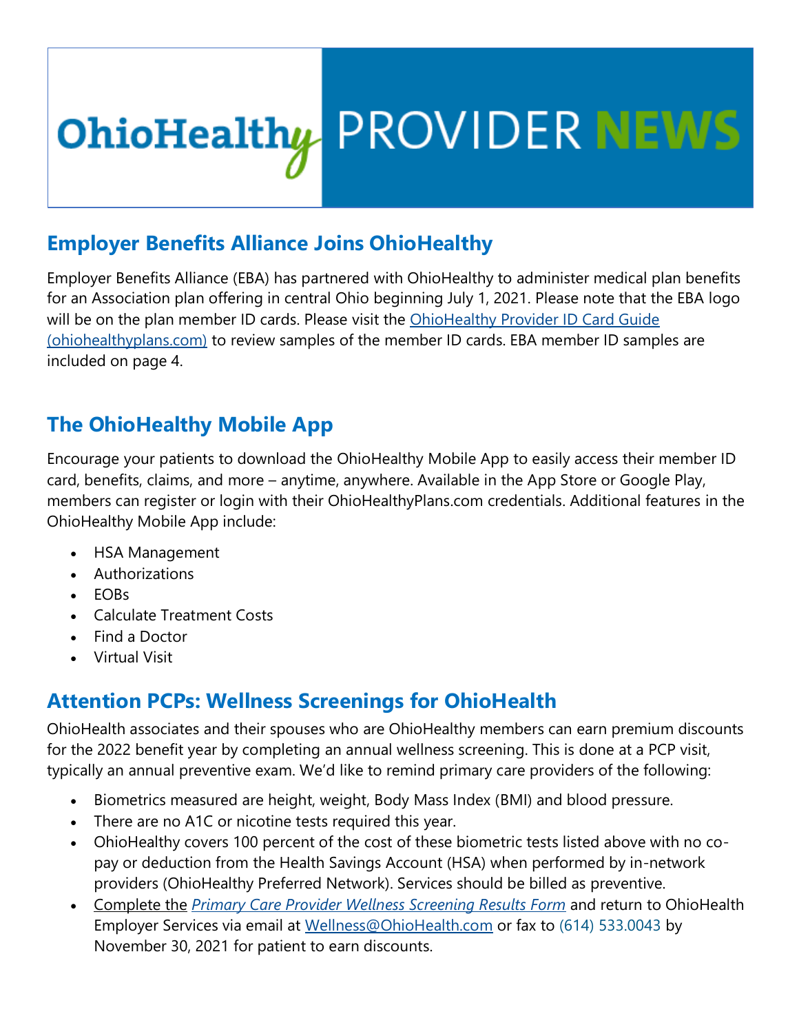# OhioHealthy PROVIDER NEWS

## Employer Benefits Alliance Joins OhioHealthy

Employer Benefits Alliance (EBA) has partnered with OhioHealthy to administer medical plan benefits for an Association plan offering in central Ohio beginning July 1, 2021. Please note that the EBA logo will be on the plan member ID cards. Please visit the [OhioHealthy Provider ID Card Guide (ohiohealthyplans.com)]() to review samples of the member ID cards. EBA member ID samples are included on page 4.

## The OhioHealthy Mobile App

Encourage your patients to download the OhioHealthy Mobile App to easily access their member ID card, benefits, claims, and more – anytime, anywhere. Available in the App Store or Google Play, members can register or login with their OhioHealthyPlans.com credentials. Additional features in the OhioHealthy Mobile App include:

- HSA Management
- Authorizations
- EOBs
- Calculate Treatment Costs
- Find a Doctor
- Virtual Visit

## Attention PCPs: Wellness Screenings for OhioHealth

OhioHealth associates and their spouses who are OhioHealthy members can earn premium discounts for the 2022 benefit year by completing an annual wellness screening. This is done at a PCP visit, typically an annual preventive exam. We'd like to remind primary care providers of the following:

- Biometrics measured are height, weight, Body Mass Index (BMI) and blood pressure.
- There are no A1C or nicotine tests required this year.
- OhioHealthy covers 100 percent of the cost of these biometric tests listed above with no co-pay or deduction from the Health Savings Account (HSA) when performed by in-network providers (OhioHealthy Preferred Network). Services should be billed as preventive.
- Complete the *Primary Care Provider Wellness Screening Results Form* and return to OhioHealth Employer Services via email at Wellness@OhioHealth.com or fax to (614) 533.0043 by November 30, 2021 for patient to earn discounts.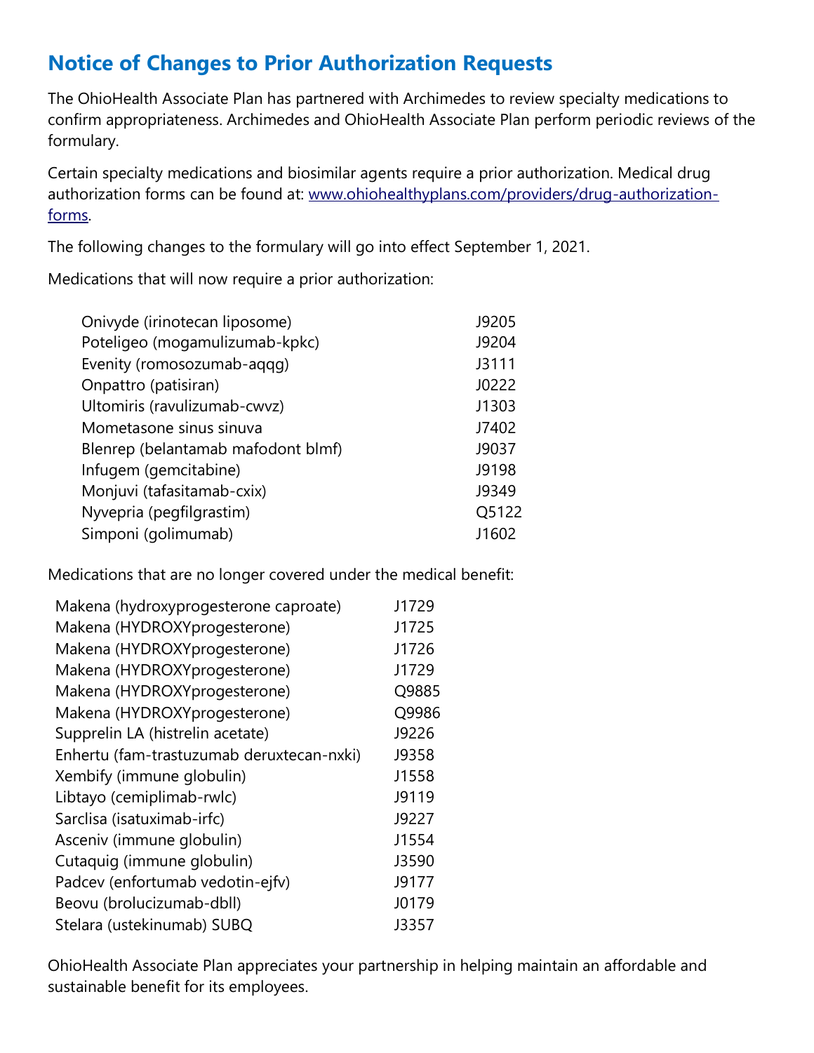## Notice of Changes to Prior Authorization Requests

The OhioHealth Associate Plan has partnered with Archimedes to review specialty medications to confirm appropriateness. Archimedes and OhioHealth Associate Plan perform periodic reviews of the formulary.

Certain specialty medications and biosimilar agents require a prior authorization. Medical drug authorization forms can be found at: [www.ohiohealthyplans.com/providers/drug-authorization-forms](www.ohiohealthyplans.com/providers/drug-authorization-forms).

The following changes to the formulary will go into effect September 1, 2021.

Medications that will now require a prior authorization:

| | |
|---|---|
| Onivyde (irinotecan liposome) | J9205 |
| Poteligeo (mogamulizumab-kpkc) | J9204 |
| Evenity (romosozumab-aqqg) | J3111 |
| Onpattro (patisiran) | J0222 |
| Ultomiris (ravulizumab-cwvz) | J1303 |
| Mometasone sinus sinuva | J7402 |
| Blenrep (belantamab mafodont blmf) | J9037 |
| Infugem (gemcitabine) | J9198 |
| Monjuvi (tafasitamab-cxix) | J9349 |
| Nyvepria (pegfilgrastim) | Q5122 |
| Simponi (golimumab) | J1602 |

Medications that are no longer covered under the medical benefit:

| | |
|---|---|
| Makena (hydroxyprogesterone caproate) | J1729 |
| Makena (HYDROXYprogesterone) | J1725 |
| Makena (HYDROXYprogesterone) | J1726 |
| Makena (HYDROXYprogesterone) | J1729 |
| Makena (HYDROXYprogesterone) | Q9885 |
| Makena (HYDROXYprogesterone) | Q9986 |
| Supprelin LA (histrelin acetate) | J9226 |
| Enhertu (fam-trastuzumab deruxtecan-nxki) | J9358 |
| Xembify (immune globulin) | J1558 |
| Libtayo (cemiplimab-rwlc) | J9119 |
| Sarclisa (isatuximab-irfc) | J9227 |
| Asceniv (immune globulin) | J1554 |
| Cutaquig (immune globulin) | J3590 |
| Padcev (enfortumab vedotin-ejfv) | J9177 |
| Beovu (brolucizumab-dbll) | J0179 |
| Stelara (ustekinumab) SUBQ | J3357 |

OhioHealth Associate Plan appreciates your partnership in helping maintain an affordable and sustainable benefit for its employees.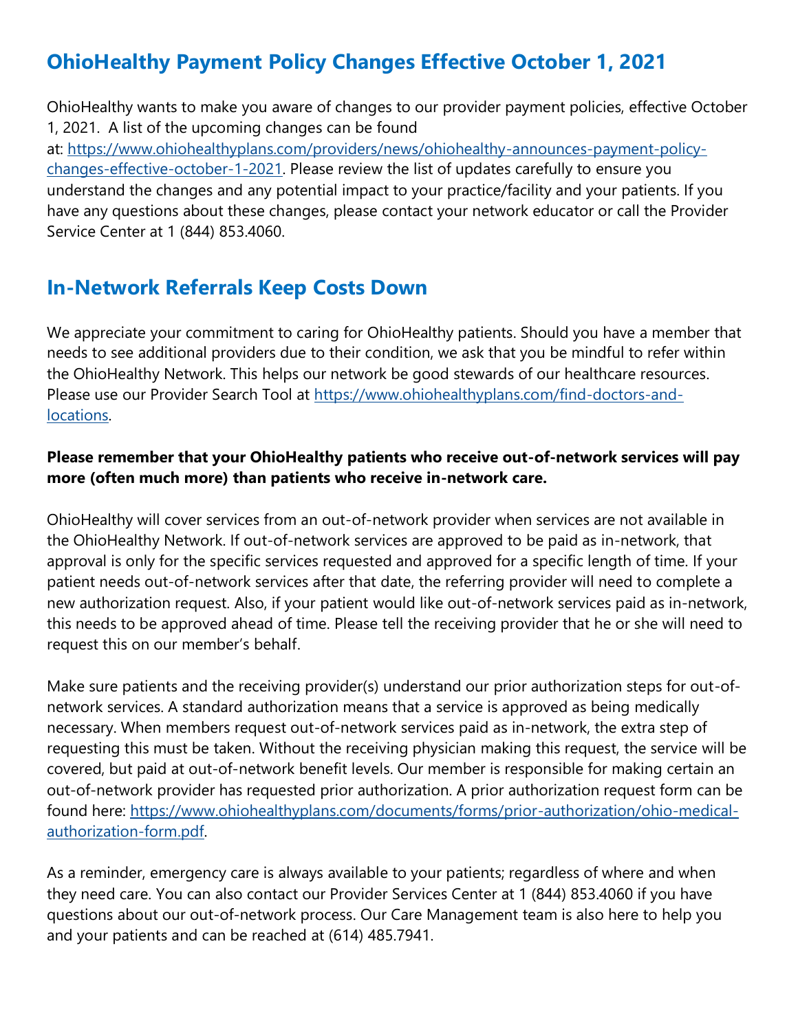## OhioHealthy Payment Policy Changes Effective October 1, 2021

OhioHealthy wants to make you aware of changes to our provider payment policies, effective October 1, 2021. A list of the upcoming changes can be found at: [https://www.ohiohealthyplans.com/providers/news/ohiohealthy-announces-payment-policy-changes-effective-october-1-2021](https://www.ohiohealthyplans.com/providers/news/ohiohealthy-announces-payment-policy-changes-effective-october-1-2021). Please review the list of updates carefully to ensure you understand the changes and any potential impact to your practice/facility and your patients. If you have any questions about these changes, please contact your network educator or call the Provider Service Center at 1 (844) 853.4060.

## In-Network Referrals Keep Costs Down

We appreciate your commitment to caring for OhioHealthy patients. Should you have a member that needs to see additional providers due to their condition, we ask that you be mindful to refer within the OhioHealthy Network. This helps our network be good stewards of our healthcare resources. Please use our Provider Search Tool at [https://www.ohiohealthyplans.com/find-doctors-and-locations](https://www.ohiohealthyplans.com/find-doctors-and-locations).

**Please remember that your OhioHealthy patients who receive out-of-network services will pay more (often much more) than patients who receive in-network care.**

OhioHealthy will cover services from an out-of-network provider when services are not available in the OhioHealthy Network. If out-of-network services are approved to be paid as in-network, that approval is only for the specific services requested and approved for a specific length of time. If your patient needs out-of-network services after that date, the referring provider will need to complete a new authorization request. Also, if your patient would like out-of-network services paid as in-network, this needs to be approved ahead of time. Please tell the receiving provider that he or she will need to request this on our member's behalf.

Make sure patients and the receiving provider(s) understand our prior authorization steps for out-of-network services. A standard authorization means that a service is approved as being medically necessary. When members request out-of-network services paid as in-network, the extra step of requesting this must be taken. Without the receiving physician making this request, the service will be covered, but paid at out-of-network benefit levels. Our member is responsible for making certain an out-of-network provider has requested prior authorization. A prior authorization request form can be found here: [https://www.ohiohealthyplans.com/documents/forms/prior-authorization/ohio-medical-authorization-form.pdf](https://www.ohiohealthyplans.com/documents/forms/prior-authorization/ohio-medical-authorization-form.pdf).

As a reminder, emergency care is always available to your patients; regardless of where and when they need care. You can also contact our Provider Services Center at 1 (844) 853.4060 if you have questions about our out-of-network process. Our Care Management team is also here to help you and your patients and can be reached at (614) 485.7941.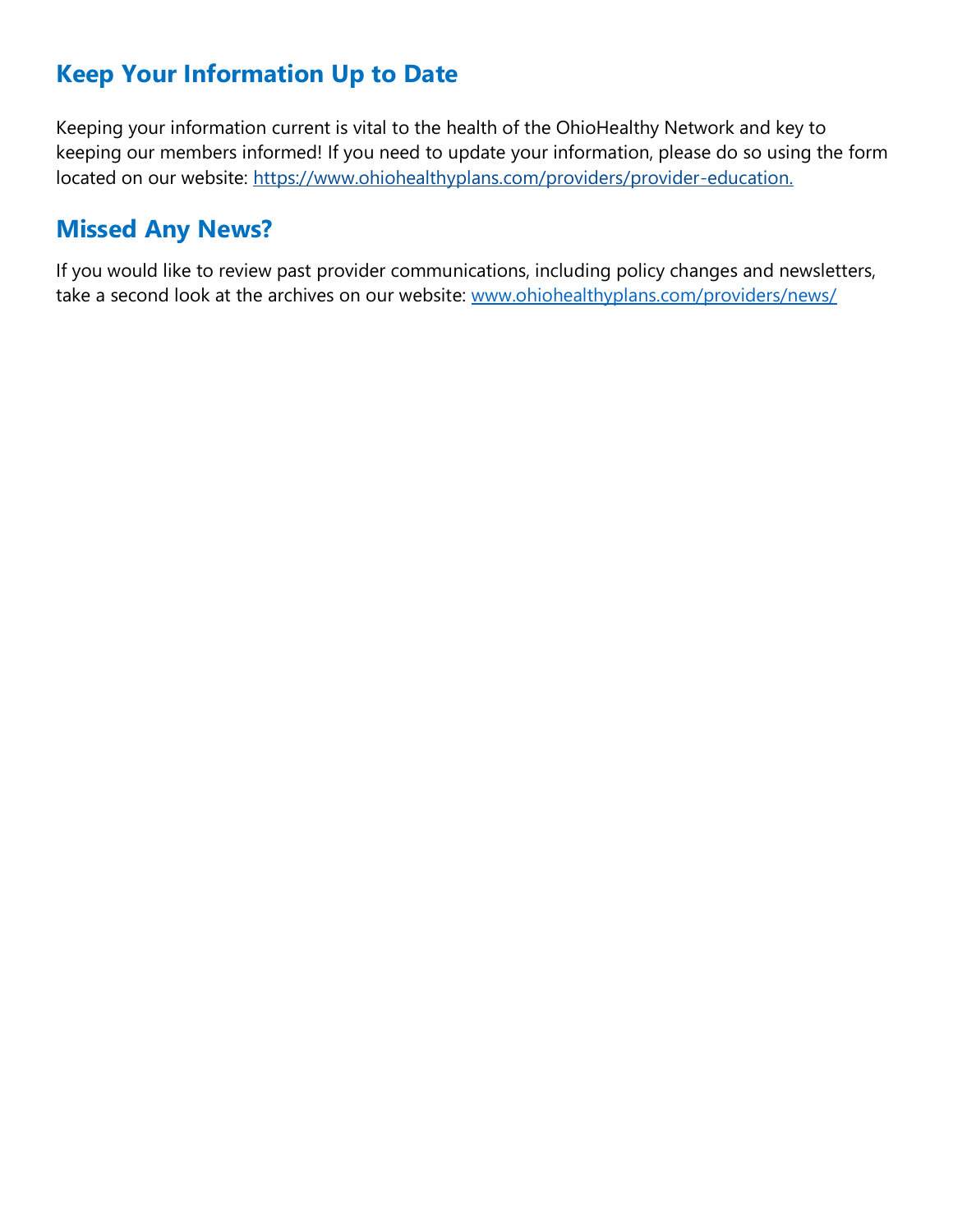## Keep Your Information Up to Date

Keeping your information current is vital to the health of the OhioHealthy Network and key to keeping our members informed! If you need to update your information, please do so using the form located on our website: [https://www.ohiohealthyplans.com/providers/provider-education.](https://www.ohiohealthyplans.com/providers/provider-education)

## Missed Any News?

If you would like to review past provider communications, including policy changes and newsletters, take a second look at the archives on our website: [www.ohiohealthyplans.com/providers/news/](http://www.ohiohealthyplans.com/providers/news/)